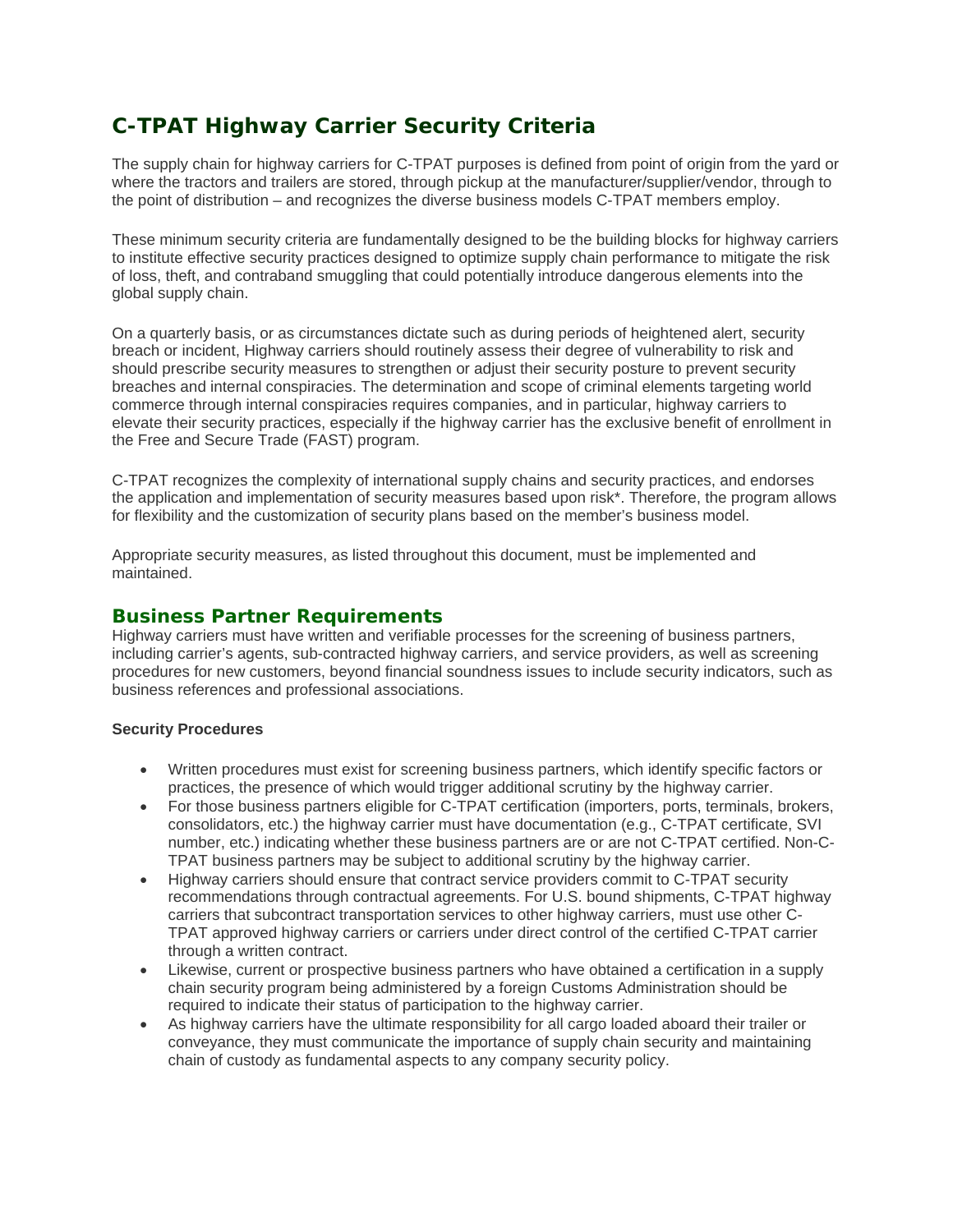# C-TPAT Highway Carrier Security Criteria

The supply chain for highway carriers for C-TPAT purposes is defined from point of origin from the yard or where the tractors and trailers are stored, through pickup at the manufacturer/supplier/vendor, through to the point of distribution – and recognizes the diverse business models C-TPAT members employ.

These minimum security criteria are fundamentally designed to be the building blocks for highway carriers to institute effective security practices designed to optimize supply chain performance to mitigate the risk of loss, theft, and contraband smuggling that could potentially introduce dangerous elements into the global supply chain.

On a quarterly basis, or as circumstances dictate such as during periods of heightened alert, security breach or incident, Highway carriers should routinely assess their degree of vulnerability to risk and should prescribe security measures to strengthen or adjust their security posture to prevent security breaches and internal conspiracies. The determination and scope of criminal elements targeting world commerce through internal conspiracies requires companies, and in particular, highway carriers to elevate their security practices, especially if the highway carrier has the exclusive benefit of enrollment in the Free and Secure Trade (FAST) program.

C-TPAT recognizes the complexity of international supply chains and security practices, and endorses the application and implementation of security measures based upon risk*. Therefore, the program allows for flexibility and the customization of security plans based on the member's business model.

Appropriate security measures, as listed throughout this document, must be implemented and maintained.

## Business Partner Requirements

Highway carriers must have written and verifiable processes for the screening of business partners, including carrier's agents, sub-contracted highway carriers, and service providers, as well as screening procedures for new customers, beyond financial soundness issues to include security indicators, such as business references and professional associations.

**Security Procedures**

- Written procedures must exist for screening business partners, which identify specific factors or practices, the presence of which would trigger additional scrutiny by the highway carrier.
- For those business partners eligible for C-TPAT certification (importers, ports, terminals, brokers, consolidators, etc.) the highway carrier must have documentation (e.g., C-TPAT certificate, SVI number, etc.) indicating whether these business partners are or are not C-TPAT certified. Non-C-TPAT business partners may be subject to additional scrutiny by the highway carrier.
- Highway carriers should ensure that contract service providers commit to C-TPAT security recommendations through contractual agreements. For U.S. bound shipments, C-TPAT highway carriers that subcontract transportation services to other highway carriers, must use other C-TPAT approved highway carriers or carriers under direct control of the certified C-TPAT carrier through a written contract.
- Likewise, current or prospective business partners who have obtained a certification in a supply chain security program being administered by a foreign Customs Administration should be required to indicate their status of participation to the highway carrier.
- As highway carriers have the ultimate responsibility for all cargo loaded aboard their trailer or conveyance, they must communicate the importance of supply chain security and maintaining chain of custody as fundamental aspects to any company security policy.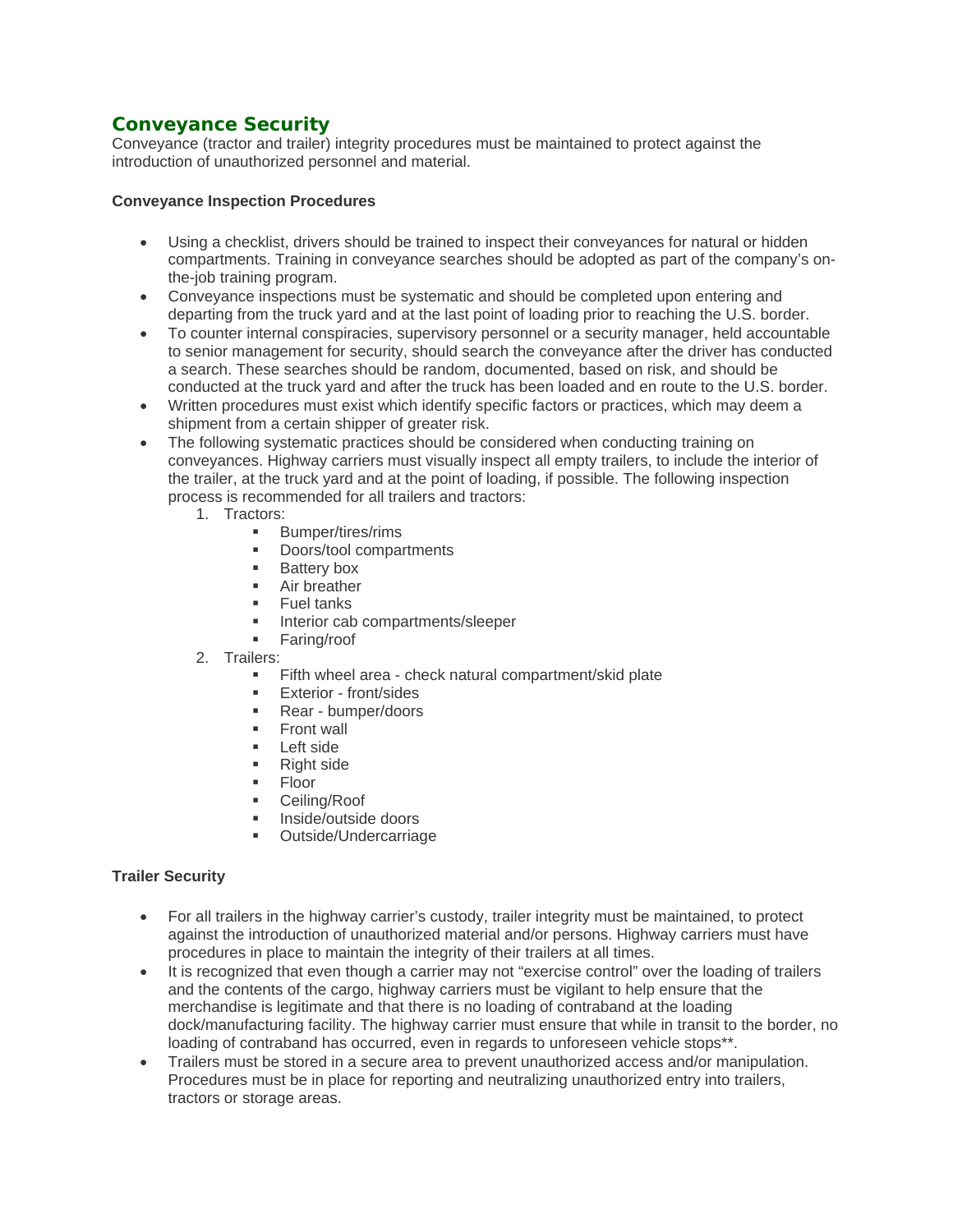## Conveyance Security

Conveyance (tractor and trailer) integrity procedures must be maintained to protect against the introduction of unauthorized personnel and material.

**Conveyance Inspection Procedures**

- Using a checklist, drivers should be trained to inspect their conveyances for natural or hidden compartments. Training in conveyance searches should be adopted as part of the company's on-the-job training program.
- Conveyance inspections must be systematic and should be completed upon entering and departing from the truck yard and at the last point of loading prior to reaching the U.S. border.
- To counter internal conspiracies, supervisory personnel or a security manager, held accountable to senior management for security, should search the conveyance after the driver has conducted a search. These searches should be random, documented, based on risk, and should be conducted at the truck yard and after the truck has been loaded and en route to the U.S. border.
- Written procedures must exist which identify specific factors or practices, which may deem a shipment from a certain shipper of greater risk.
- The following systematic practices should be considered when conducting training on conveyances. Highway carriers must visually inspect all empty trailers, to include the interior of the trailer, at the truck yard and at the point of loading, if possible. The following inspection process is recommended for all trailers and tractors:
    1. Tractors:
        - Bumper/tires/rims
        - Doors/tool compartments
        - Battery box
        - Air breather
        - Fuel tanks
        - Interior cab compartments/sleeper
        - Faring/roof
    2. Trailers:
        - Fifth wheel area - check natural compartment/skid plate
        - Exterior - front/sides
        - Rear - bumper/doors
        - Front wall
        - Left side
        - Right side
        - Floor
        - Ceiling/Roof
        - Inside/outside doors
        - Outside/Undercarriage

**Trailer Security**

- For all trailers in the highway carrier's custody, trailer integrity must be maintained, to protect against the introduction of unauthorized material and/or persons. Highway carriers must have procedures in place to maintain the integrity of their trailers at all times.
- It is recognized that even though a carrier may not "exercise control" over the loading of trailers and the contents of the cargo, highway carriers must be vigilant to help ensure that the merchandise is legitimate and that there is no loading of contraband at the loading dock/manufacturing facility. The highway carrier must ensure that while in transit to the border, no loading of contraband has occurred, even in regards to unforeseen vehicle stops**.
- Trailers must be stored in a secure area to prevent unauthorized access and/or manipulation. Procedures must be in place for reporting and neutralizing unauthorized entry into trailers, tractors or storage areas.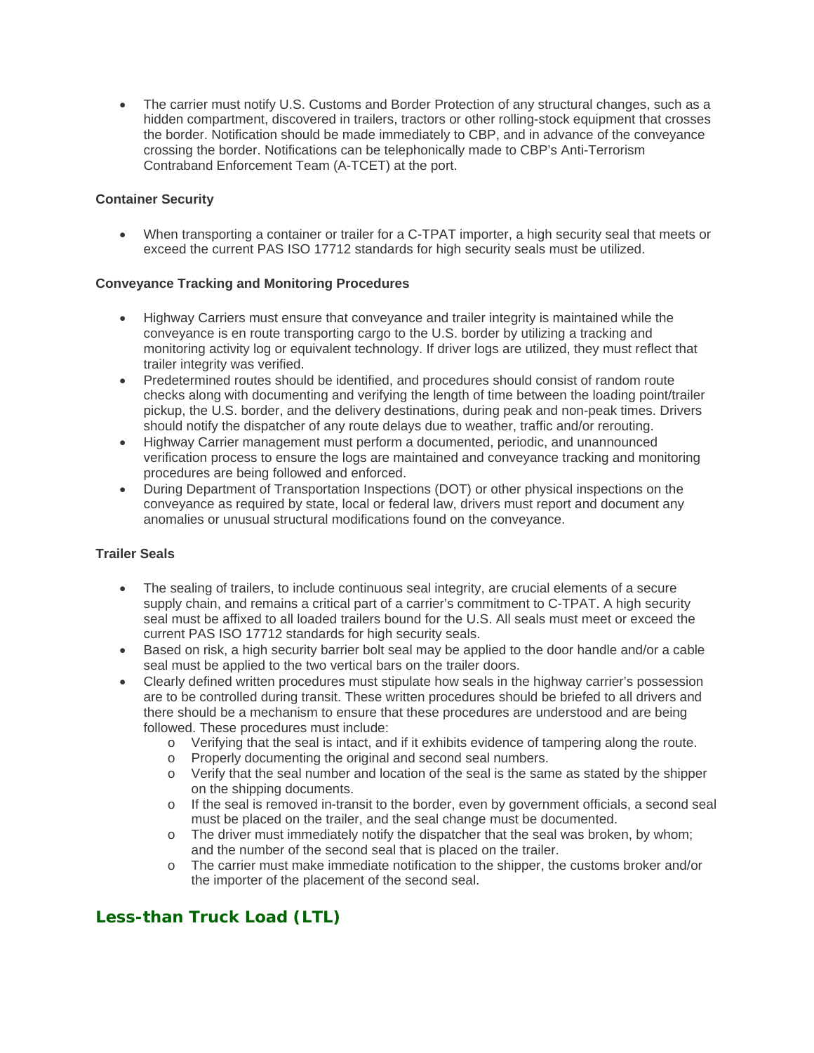- The carrier must notify U.S. Customs and Border Protection of any structural changes, such as a hidden compartment, discovered in trailers, tractors or other rolling-stock equipment that crosses the border. Notification should be made immediately to CBP, and in advance of the conveyance crossing the border. Notifications can be telephonically made to CBP's Anti-Terrorism Contraband Enforcement Team (A-TCET) at the port.

**Container Security**

- When transporting a container or trailer for a C-TPAT importer, a high security seal that meets or exceed the current PAS ISO 17712 standards for high security seals must be utilized.

**Conveyance Tracking and Monitoring Procedures**

- Highway Carriers must ensure that conveyance and trailer integrity is maintained while the conveyance is en route transporting cargo to the U.S. border by utilizing a tracking and monitoring activity log or equivalent technology. If driver logs are utilized, they must reflect that trailer integrity was verified.
- Predetermined routes should be identified, and procedures should consist of random route checks along with documenting and verifying the length of time between the loading point/trailer pickup, the U.S. border, and the delivery destinations, during peak and non-peak times. Drivers should notify the dispatcher of any route delays due to weather, traffic and/or rerouting.
- Highway Carrier management must perform a documented, periodic, and unannounced verification process to ensure the logs are maintained and conveyance tracking and monitoring procedures are being followed and enforced.
- During Department of Transportation Inspections (DOT) or other physical inspections on the conveyance as required by state, local or federal law, drivers must report and document any anomalies or unusual structural modifications found on the conveyance.

**Trailer Seals**

- The sealing of trailers, to include continuous seal integrity, are crucial elements of a secure supply chain, and remains a critical part of a carrier's commitment to C-TPAT. A high security seal must be affixed to all loaded trailers bound for the U.S. All seals must meet or exceed the current PAS ISO 17712 standards for high security seals.
- Based on risk, a high security barrier bolt seal may be applied to the door handle and/or a cable seal must be applied to the two vertical bars on the trailer doors.
- Clearly defined written procedures must stipulate how seals in the highway carrier's possession are to be controlled during transit. These written procedures should be briefed to all drivers and there should be a mechanism to ensure that these procedures are understood and are being followed. These procedures must include:
    - Verifying that the seal is intact, and if it exhibits evidence of tampering along the route.
    - Properly documenting the original and second seal numbers.
    - Verify that the seal number and location of the seal is the same as stated by the shipper on the shipping documents.
    - If the seal is removed in-transit to the border, even by government officials, a second seal must be placed on the trailer, and the seal change must be documented.
    - The driver must immediately notify the dispatcher that the seal was broken, by whom; and the number of the second seal that is placed on the trailer.
    - The carrier must make immediate notification to the shipper, the customs broker and/or the importer of the placement of the second seal.

## Less-than Truck Load (LTL)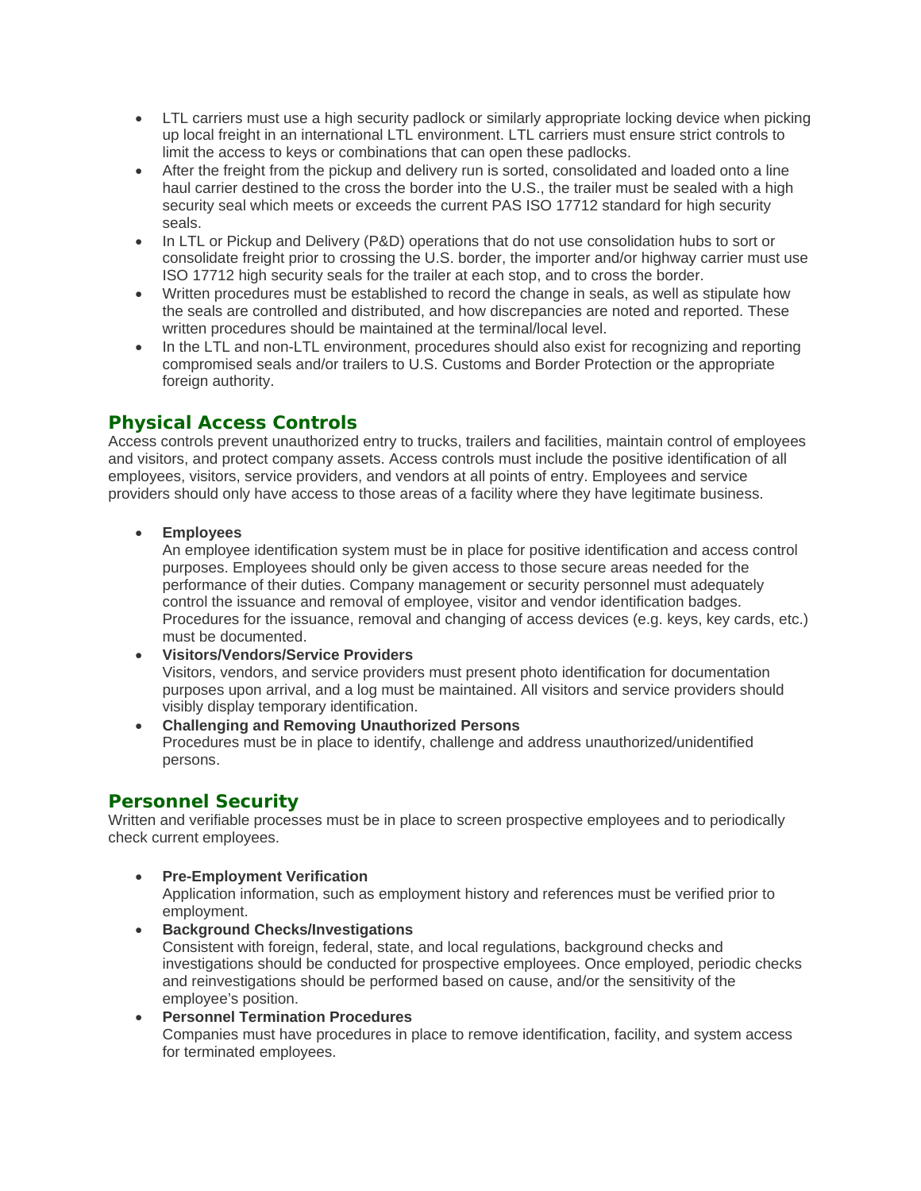- LTL carriers must use a high security padlock or similarly appropriate locking device when picking up local freight in an international LTL environment. LTL carriers must ensure strict controls to limit the access to keys or combinations that can open these padlocks.
- After the freight from the pickup and delivery run is sorted, consolidated and loaded onto a line haul carrier destined to the cross the border into the U.S., the trailer must be sealed with a high security seal which meets or exceeds the current PAS ISO 17712 standard for high security seals.
- In LTL or Pickup and Delivery (P&D) operations that do not use consolidation hubs to sort or consolidate freight prior to crossing the U.S. border, the importer and/or highway carrier must use ISO 17712 high security seals for the trailer at each stop, and to cross the border.
- Written procedures must be established to record the change in seals, as well as stipulate how the seals are controlled and distributed, and how discrepancies are noted and reported. These written procedures should be maintained at the terminal/local level.
- In the LTL and non-LTL environment, procedures should also exist for recognizing and reporting compromised seals and/or trailers to U.S. Customs and Border Protection or the appropriate foreign authority.

## Physical Access Controls

Access controls prevent unauthorized entry to trucks, trailers and facilities, maintain control of employees and visitors, and protect company assets. Access controls must include the positive identification of all employees, visitors, service providers, and vendors at all points of entry. Employees and service providers should only have access to those areas of a facility where they have legitimate business.

- **Employees**
  An employee identification system must be in place for positive identification and access control purposes. Employees should only be given access to those secure areas needed for the performance of their duties. Company management or security personnel must adequately control the issuance and removal of employee, visitor and vendor identification badges. Procedures for the issuance, removal and changing of access devices (e.g. keys, key cards, etc.) must be documented.
- **Visitors/Vendors/Service Providers**
  Visitors, vendors, and service providers must present photo identification for documentation purposes upon arrival, and a log must be maintained. All visitors and service providers should visibly display temporary identification.
- **Challenging and Removing Unauthorized Persons**
  Procedures must be in place to identify, challenge and address unauthorized/unidentified persons.

## Personnel Security

Written and verifiable processes must be in place to screen prospective employees and to periodically check current employees.

- **Pre-Employment Verification**
  Application information, such as employment history and references must be verified prior to employment.
- **Background Checks/Investigations**
  Consistent with foreign, federal, state, and local regulations, background checks and investigations should be conducted for prospective employees. Once employed, periodic checks and reinvestigations should be performed based on cause, and/or the sensitivity of the employee's position.
- **Personnel Termination Procedures**
  Companies must have procedures in place to remove identification, facility, and system access for terminated employees.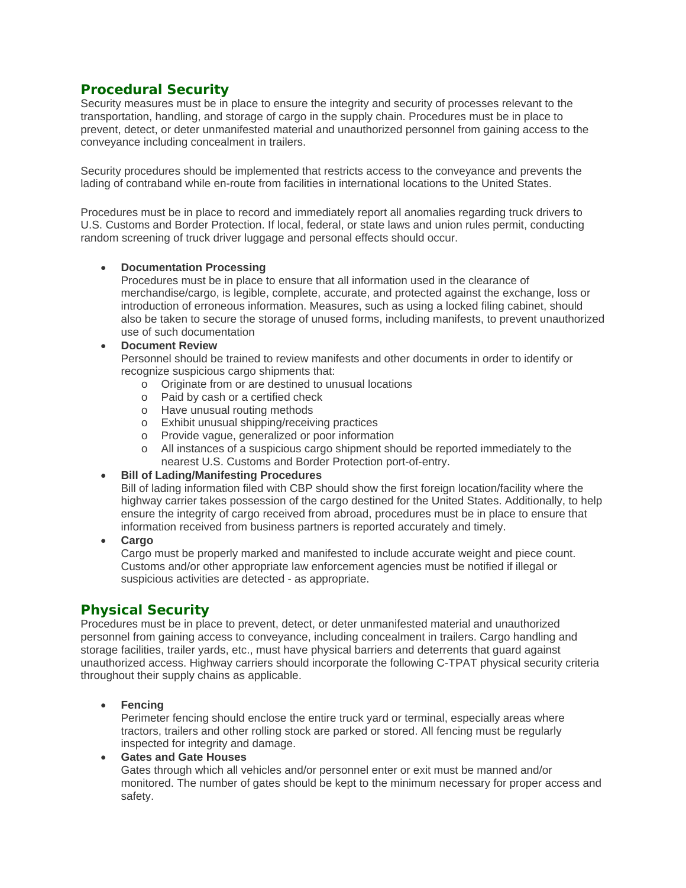## Procedural Security

Security measures must be in place to ensure the integrity and security of processes relevant to the transportation, handling, and storage of cargo in the supply chain. Procedures must be in place to prevent, detect, or deter unmanifested material and unauthorized personnel from gaining access to the conveyance including concealment in trailers.

Security procedures should be implemented that restricts access to the conveyance and prevents the lading of contraband while en-route from facilities in international locations to the United States.

Procedures must be in place to record and immediately report all anomalies regarding truck drivers to U.S. Customs and Border Protection. If local, federal, or state laws and union rules permit, conducting random screening of truck driver luggage and personal effects should occur.

- **Documentation Processing**
  Procedures must be in place to ensure that all information used in the clearance of merchandise/cargo, is legible, complete, accurate, and protected against the exchange, loss or introduction of erroneous information. Measures, such as using a locked filing cabinet, should also be taken to secure the storage of unused forms, including manifests, to prevent unauthorized use of such documentation
- **Document Review**
  Personnel should be trained to review manifests and other documents in order to identify or recognize suspicious cargo shipments that:
  - Originate from or are destined to unusual locations
  - Paid by cash or a certified check
  - Have unusual routing methods
  - Exhibit unusual shipping/receiving practices
  - Provide vague, generalized or poor information
  - All instances of a suspicious cargo shipment should be reported immediately to the nearest U.S. Customs and Border Protection port-of-entry.
- **Bill of Lading/Manifesting Procedures**
  Bill of lading information filed with CBP should show the first foreign location/facility where the highway carrier takes possession of the cargo destined for the United States. Additionally, to help ensure the integrity of cargo received from abroad, procedures must be in place to ensure that information received from business partners is reported accurately and timely.
- **Cargo**
  Cargo must be properly marked and manifested to include accurate weight and piece count. Customs and/or other appropriate law enforcement agencies must be notified if illegal or suspicious activities are detected - as appropriate.

## Physical Security

Procedures must be in place to prevent, detect, or deter unmanifested material and unauthorized personnel from gaining access to conveyance, including concealment in trailers. Cargo handling and storage facilities, trailer yards, etc., must have physical barriers and deterrents that guard against unauthorized access. Highway carriers should incorporate the following C-TPAT physical security criteria throughout their supply chains as applicable.

- **Fencing**
  Perimeter fencing should enclose the entire truck yard or terminal, especially areas where tractors, trailers and other rolling stock are parked or stored. All fencing must be regularly inspected for integrity and damage.
- **Gates and Gate Houses**
  Gates through which all vehicles and/or personnel enter or exit must be manned and/or monitored. The number of gates should be kept to the minimum necessary for proper access and safety.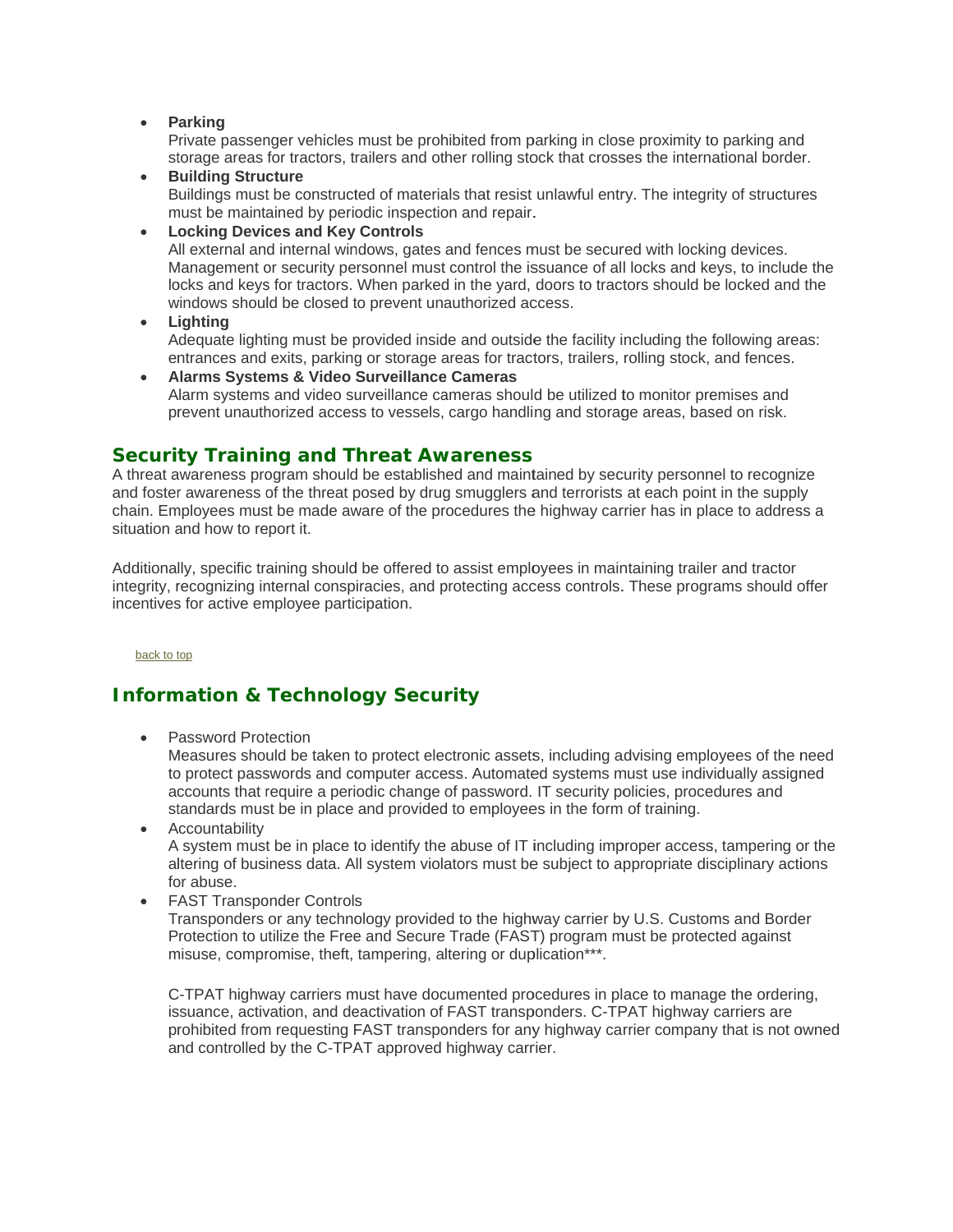- **Parking**
  Private passenger vehicles must be prohibited from parking in close proximity to parking and storage areas for tractors, trailers and other rolling stock that crosses the international border.
- **Building Structure**
  Buildings must be constructed of materials that resist unlawful entry. The integrity of structures must be maintained by periodic inspection and repair.
- **Locking Devices and Key Controls**
  All external and internal windows, gates and fences must be secured with locking devices. Management or security personnel must control the issuance of all locks and keys, to include the locks and keys for tractors. When parked in the yard, doors to tractors should be locked and the windows should be closed to prevent unauthorized access.
- **Lighting**
  Adequate lighting must be provided inside and outside the facility including the following areas: entrances and exits, parking or storage areas for tractors, trailers, rolling stock, and fences.
- **Alarms Systems & Video Surveillance Cameras**
  Alarm systems and video surveillance cameras should be utilized to monitor premises and prevent unauthorized access to vessels, cargo handling and storage areas, based on risk.

## Security Training and Threat Awareness

A threat awareness program should be established and maintained by security personnel to recognize and foster awareness of the threat posed by drug smugglers and terrorists at each point in the supply chain. Employees must be made aware of the procedures the highway carrier has in place to address a situation and how to report it.

Additionally, specific training should be offered to assist employees in maintaining trailer and tractor integrity, recognizing internal conspiracies, and protecting access controls. These programs should offer incentives for active employee participation.

back to top

## Information & Technology Security

- Password Protection
  Measures should be taken to protect electronic assets, including advising employees of the need to protect passwords and computer access. Automated systems must use individually assigned accounts that require a periodic change of password. IT security policies, procedures and standards must be in place and provided to employees in the form of training.
- Accountability
  A system must be in place to identify the abuse of IT including improper access, tampering or the altering of business data. All system violators must be subject to appropriate disciplinary actions for abuse.
- FAST Transponder Controls
  Transponders or any technology provided to the highway carrier by U.S. Customs and Border Protection to utilize the Free and Secure Trade (FAST) program must be protected against misuse, compromise, theft, tampering, altering or duplication***.

  C-TPAT highway carriers must have documented procedures in place to manage the ordering, issuance, activation, and deactivation of FAST transponders. C-TPAT highway carriers are prohibited from requesting FAST transponders for any highway carrier company that is not owned and controlled by the C-TPAT approved highway carrier.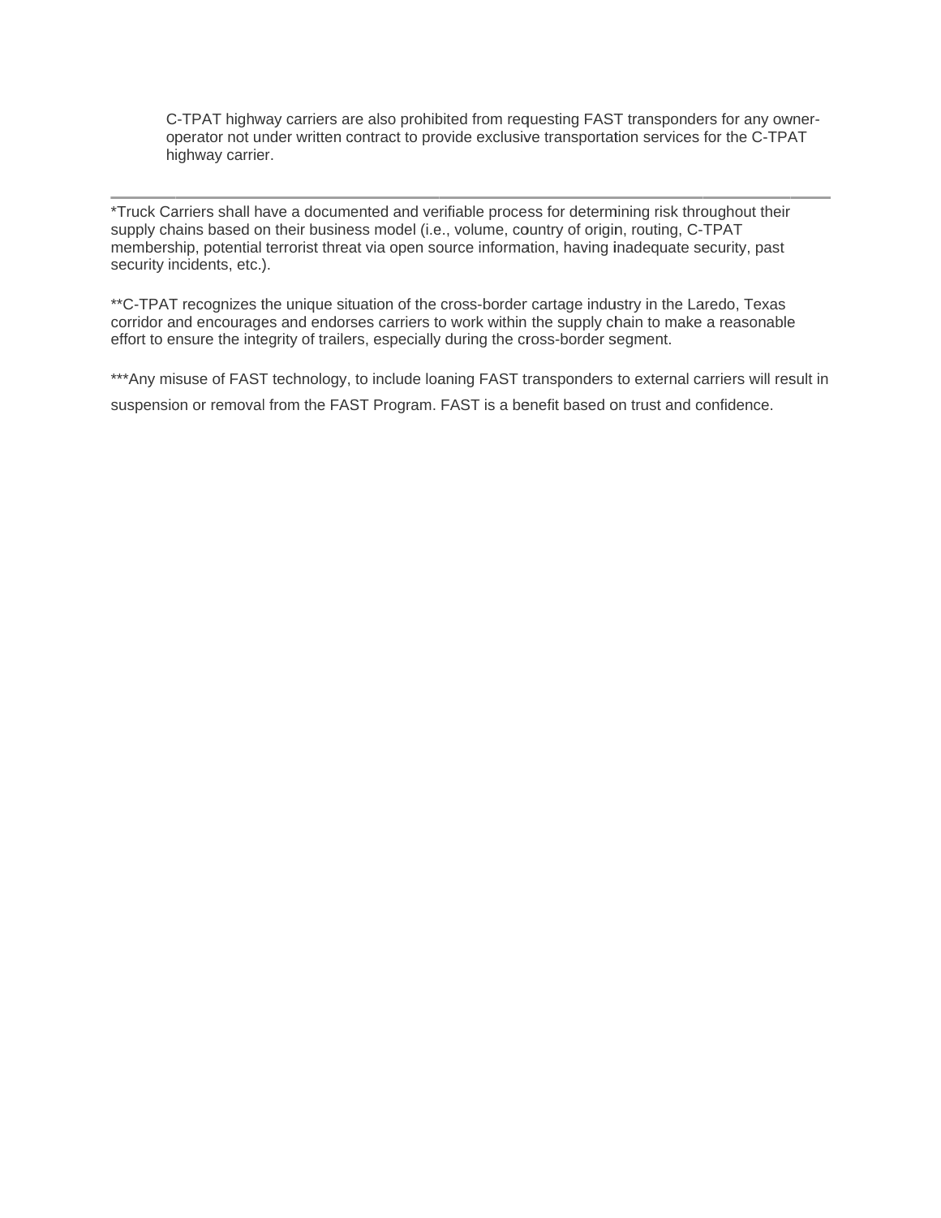C-TPAT highway carriers are also prohibited from requesting FAST transponders for any owner-operator not under written contract to provide exclusive transportation services for the C-TPAT highway carrier.

---

*Truck Carriers shall have a documented and verifiable process for determining risk throughout their supply chains based on their business model (i.e., volume, country of origin, routing, C-TPAT membership, potential terrorist threat via open source information, having inadequate security, past security incidents, etc.).

**C-TPAT recognizes the unique situation of the cross-border cartage industry in the Laredo, Texas corridor and encourages and endorses carriers to work within the supply chain to make a reasonable effort to ensure the integrity of trailers, especially during the cross-border segment.

***Any misuse of FAST technology, to include loaning FAST transponders to external carriers will result in suspension or removal from the FAST Program. FAST is a benefit based on trust and confidence.